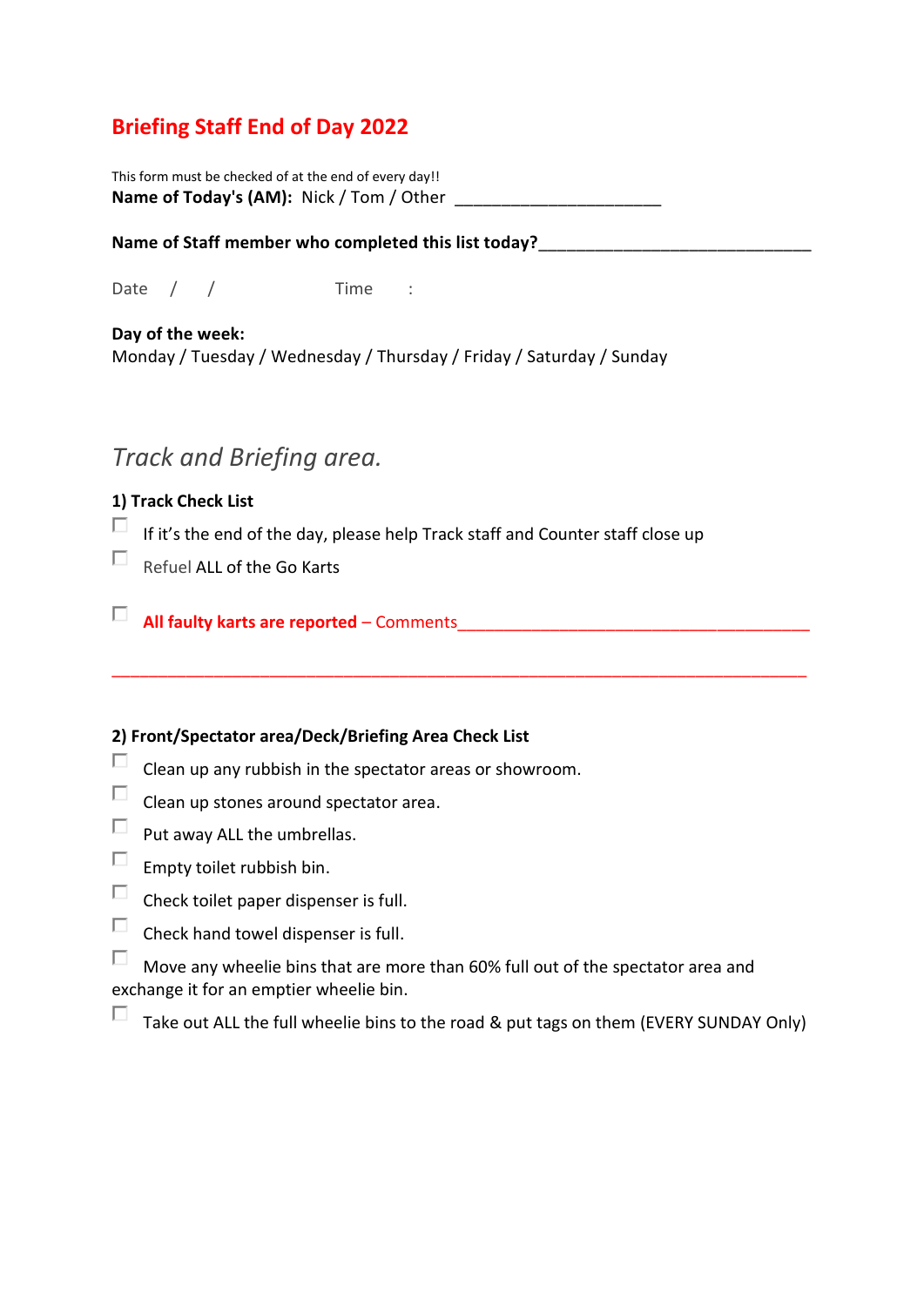# Briefing Staff End of Day 2022

This form must be checked of at the end of every day!!

**Name of Today's (AM):** Nick / Tom / Other ______________________

**Name of Staff member who completed this list today?**_____________________________

Date / / Time :

**Day of the week:**
Monday / Tuesday / Wednesday / Thursday / Friday / Saturday / Sunday

## *Track and Briefing area.*

### 1) Track Check List

- [ ] If it's the end of the day, please help Track staff and Counter staff close up
- [ ] Refuel ALL of the Go Karts
- [ ] **All faulty karts are reported** – Comments_____________________________________

______________________________________________________________________________

### 2) Front/Spectator area/Deck/Briefing Area Check List

- [ ] Clean up any rubbish in the spectator areas or showroom.
- [ ] Clean up stones around spectator area.
- [ ] Put away ALL the umbrellas.
- [ ] Empty toilet rubbish bin.
- [ ] Check toilet paper dispenser is full.
- [ ] Check hand towel dispenser is full.
- [ ] Move any wheelie bins that are more than 60% full out of the spectator area and exchange it for an emptier wheelie bin.
- [ ] Take out ALL the full wheelie bins to the road & put tags on them (EVERY SUNDAY Only)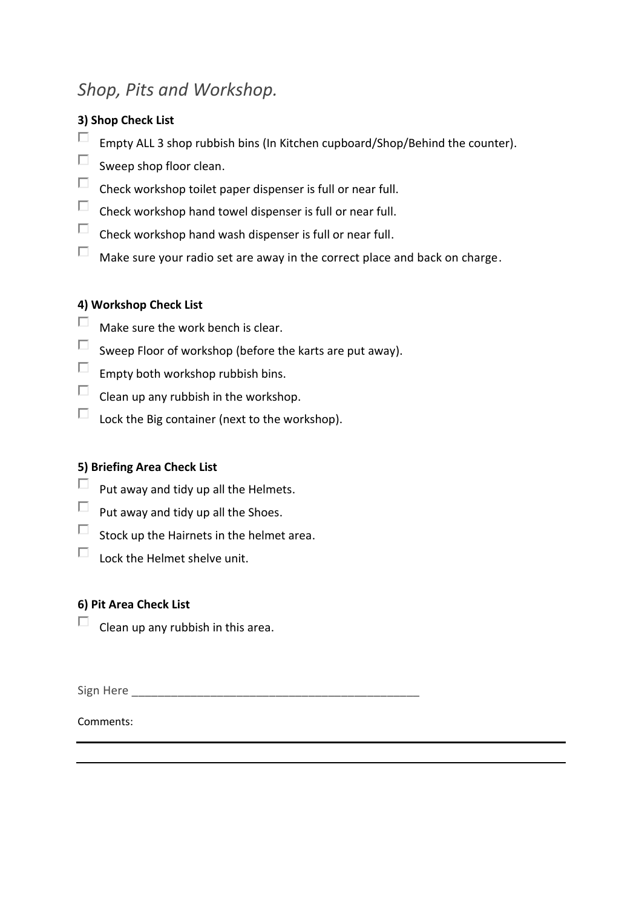## *Shop, Pits and Workshop.*

**3) Shop Check List**

- ☐ Empty ALL 3 shop rubbish bins (In Kitchen cupboard/Shop/Behind the counter).
- ☐ Sweep shop floor clean.
- ☐ Check workshop toilet paper dispenser is full or near full.
- ☐ Check workshop hand towel dispenser is full or near full.
- ☐ Check workshop hand wash dispenser is full or near full.
- ☐ Make sure your radio set are away in the correct place and back on charge.

**4) Workshop Check List**

- ☐ Make sure the work bench is clear.
- ☐ Sweep Floor of workshop (before the karts are put away).
- ☐ Empty both workshop rubbish bins.
- ☐ Clean up any rubbish in the workshop.
- ☐ Lock the Big container (next to the workshop).

**5) Briefing Area Check List**

- ☐ Put away and tidy up all the Helmets.
- ☐ Put away and tidy up all the Shoes.
- ☐ Stock up the Hairnets in the helmet area.
- ☐ Lock the Helmet shelve unit.

**6) Pit Area Check List**

- ☐ Clean up any rubbish in this area.

Sign Here ____________________________________________

Comments:

---

---